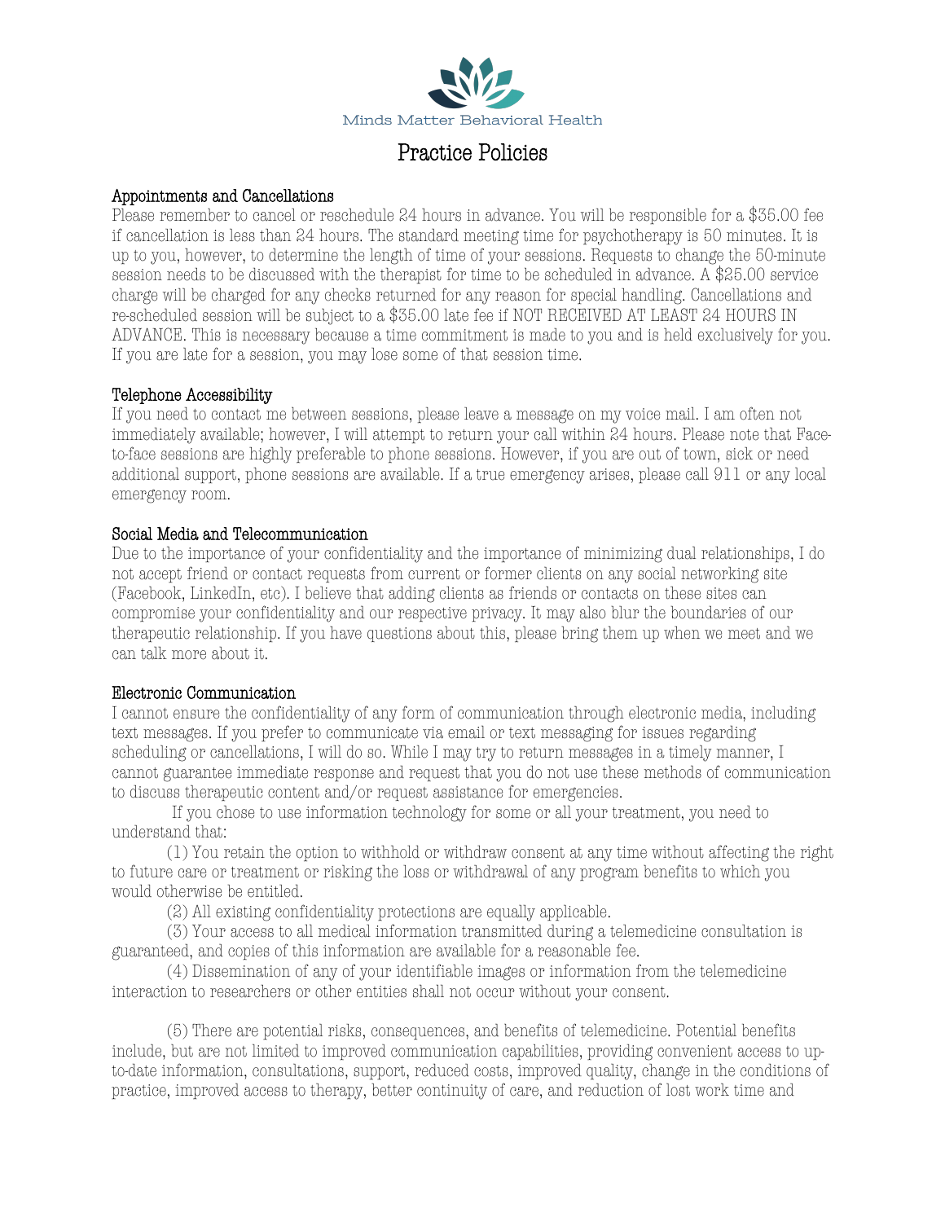Minds Matter Behavioral Health

# Practice Policies

## Appointments and Cancellations

Please remember to cancel or reschedule 24 hours in advance. You will be responsible for a $35.00 fee if cancellation is less than 24 hours. The standard meeting time for psychotherapy is 50 minutes. It is up to you, however, to determine the length of time of your sessions. Requests to change the 50-minute session needs to be discussed with the therapist for time to be scheduled in advance. A $25.00 service charge will be charged for any checks returned for any reason for special handling. Cancellations and re-scheduled session will be subject to a $35.00 late fee if NOT RECEIVED AT LEAST 24 HOURS IN ADVANCE. This is necessary because a time commitment is made to you and is held exclusively for you. If you are late for a session, you may lose some of that session time.

## Telephone Accessibility

If you need to contact me between sessions, please leave a message on my voice mail. I am often not immediately available; however, I will attempt to return your call within 24 hours. Please note that Face-to-face sessions are highly preferable to phone sessions. However, if you are out of town, sick or need additional support, phone sessions are available. If a true emergency arises, please call 911 or any local emergency room.

## Social Media and Telecommunication

Due to the importance of your confidentiality and the importance of minimizing dual relationships, I do not accept friend or contact requests from current or former clients on any social networking site (Facebook, LinkedIn, etc). I believe that adding clients as friends or contacts on these sites can compromise your confidentiality and our respective privacy. It may also blur the boundaries of our therapeutic relationship. If you have questions about this, please bring them up when we meet and we can talk more about it.

## Electronic Communication

I cannot ensure the confidentiality of any form of communication through electronic media, including text messages. If you prefer to communicate via email or text messaging for issues regarding scheduling or cancellations, I will do so. While I may try to return messages in a timely manner, I cannot guarantee immediate response and request that you do not use these methods of communication to discuss therapeutic content and/or request assistance for emergencies.

If you chose to use information technology for some or all your treatment, you need to understand that:

(1) You retain the option to withhold or withdraw consent at any time without affecting the right to future care or treatment or risking the loss or withdrawal of any program benefits to which you would otherwise be entitled.

(2) All existing confidentiality protections are equally applicable.

(3) Your access to all medical information transmitted during a telemedicine consultation is guaranteed, and copies of this information are available for a reasonable fee.

(4) Dissemination of any of your identifiable images or information from the telemedicine interaction to researchers or other entities shall not occur without your consent.

(5) There are potential risks, consequences, and benefits of telemedicine. Potential benefits include, but are not limited to improved communication capabilities, providing convenient access to up-to-date information, consultations, support, reduced costs, improved quality, change in the conditions of practice, improved access to therapy, better continuity of care, and reduction of lost work time and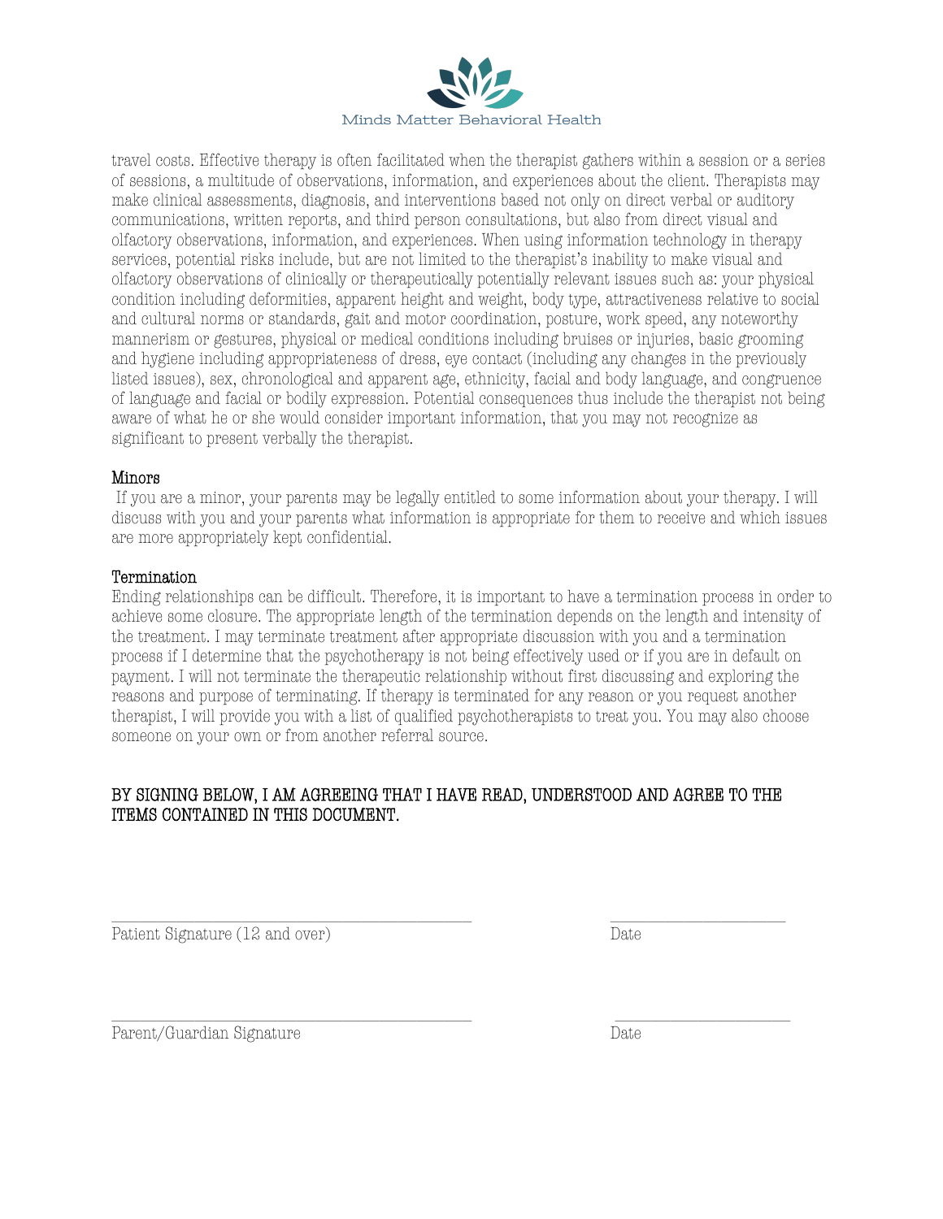travel costs. Effective therapy is often facilitated when the therapist gathers within a session or a series of sessions, a multitude of observations, information, and experiences about the client. Therapists may make clinical assessments, diagnosis, and interventions based not only on direct verbal or auditory communications, written reports, and third person consultations, but also from direct visual and olfactory observations, information, and experiences. When using information technology in therapy services, potential risks include, but are not limited to the therapist's inability to make visual and olfactory observations of clinically or therapeutically potentially relevant issues such as: your physical condition including deformities, apparent height and weight, body type, attractiveness relative to social and cultural norms or standards, gait and motor coordination, posture, work speed, any noteworthy mannerism or gestures, physical or medical conditions including bruises or injuries, basic grooming and hygiene including appropriateness of dress, eye contact (including any changes in the previously listed issues), sex, chronological and apparent age, ethnicity, facial and body language, and congruence of language and facial or bodily expression. Potential consequences thus include the therapist not being aware of what he or she would consider important information, that you may not recognize as significant to present verbally the therapist.

## Minors

If you are a minor, your parents may be legally entitled to some information about your therapy. I will discuss with you and your parents what information is appropriate for them to receive and which issues are more appropriately kept confidential.

## Termination

Ending relationships can be difficult. Therefore, it is important to have a termination process in order to achieve some closure. The appropriate length of the termination depends on the length and intensity of the treatment. I may terminate treatment after appropriate discussion with you and a termination process if I determine that the psychotherapy is not being effectively used or if you are in default on payment. I will not terminate the therapeutic relationship without first discussing and exploring the reasons and purpose of terminating. If therapy is terminated for any reason or you request another therapist, I will provide you with a list of qualified psychotherapists to treat you. You may also choose someone on your own or from another referral source.

BY SIGNING BELOW, I AM AGREEING THAT I HAVE READ, UNDERSTOOD AND AGREE TO THE ITEMS CONTAINED IN THIS DOCUMENT.

\_\_\_\_\_\_\_\_\_\_\_\_\_\_\_\_\_\_\_\_\_\_\_\_\_\_\_\_\_\_\_\_\_\_\_\_\_\_\_\_ \_\_\_\_\_\_\_\_\_\_\_\_\_\_\_\_\_\_\_\_

Patient Signature (12 and over) Date

\_\_\_\_\_\_\_\_\_\_\_\_\_\_\_\_\_\_\_\_\_\_\_\_\_\_\_\_\_\_\_\_\_\_\_\_\_\_\_\_ \_\_\_\_\_\_\_\_\_\_\_\_\_\_\_\_\_\_\_\_

Parent/Guardian Signature Date